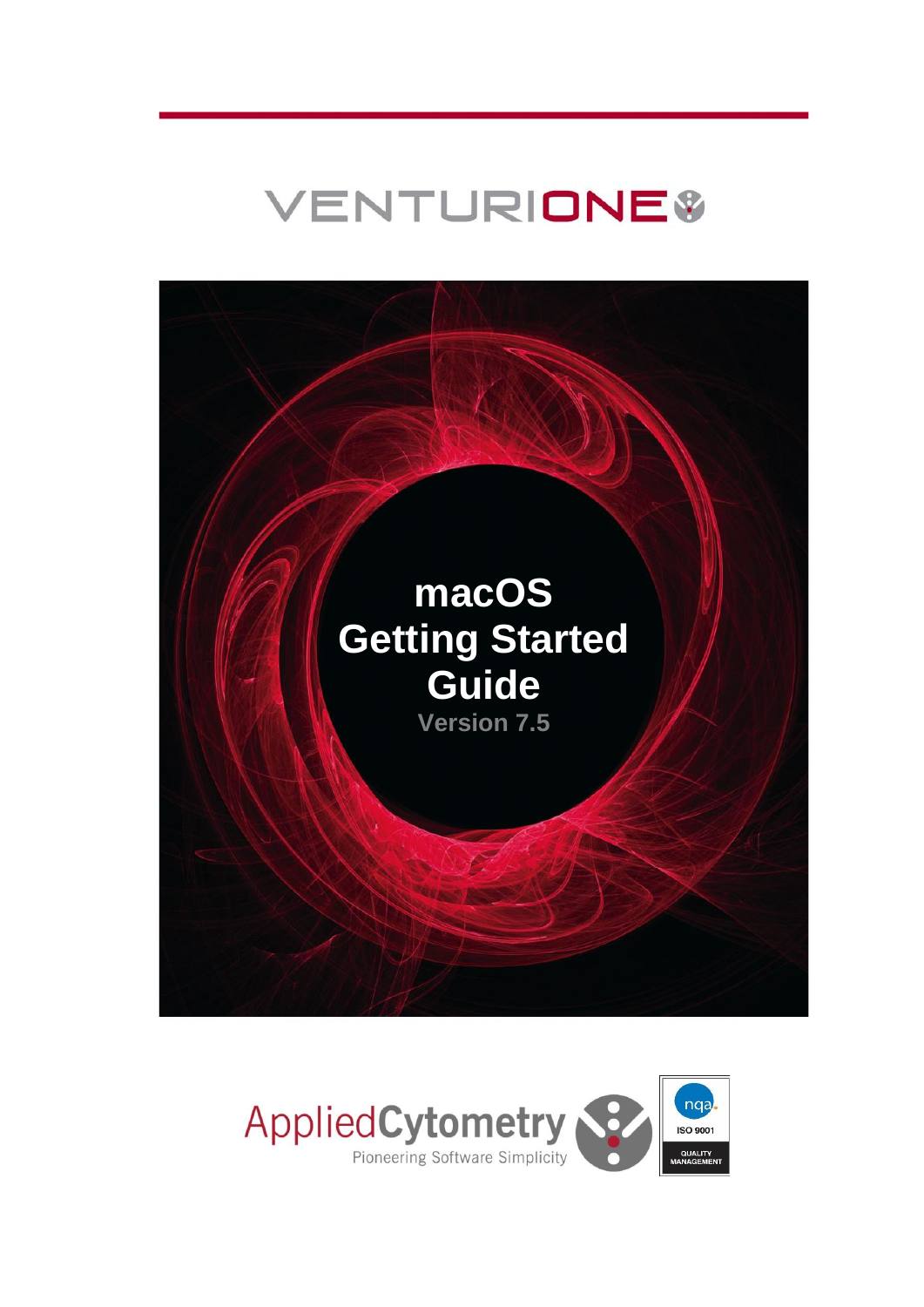# VENTURIONE

# macOS Getting Started Guide

**Version 7.5**

AppliedCytometry

Pioneering Software Simplicity

nqa

ISO 9001

QUALITY MANAGEMENT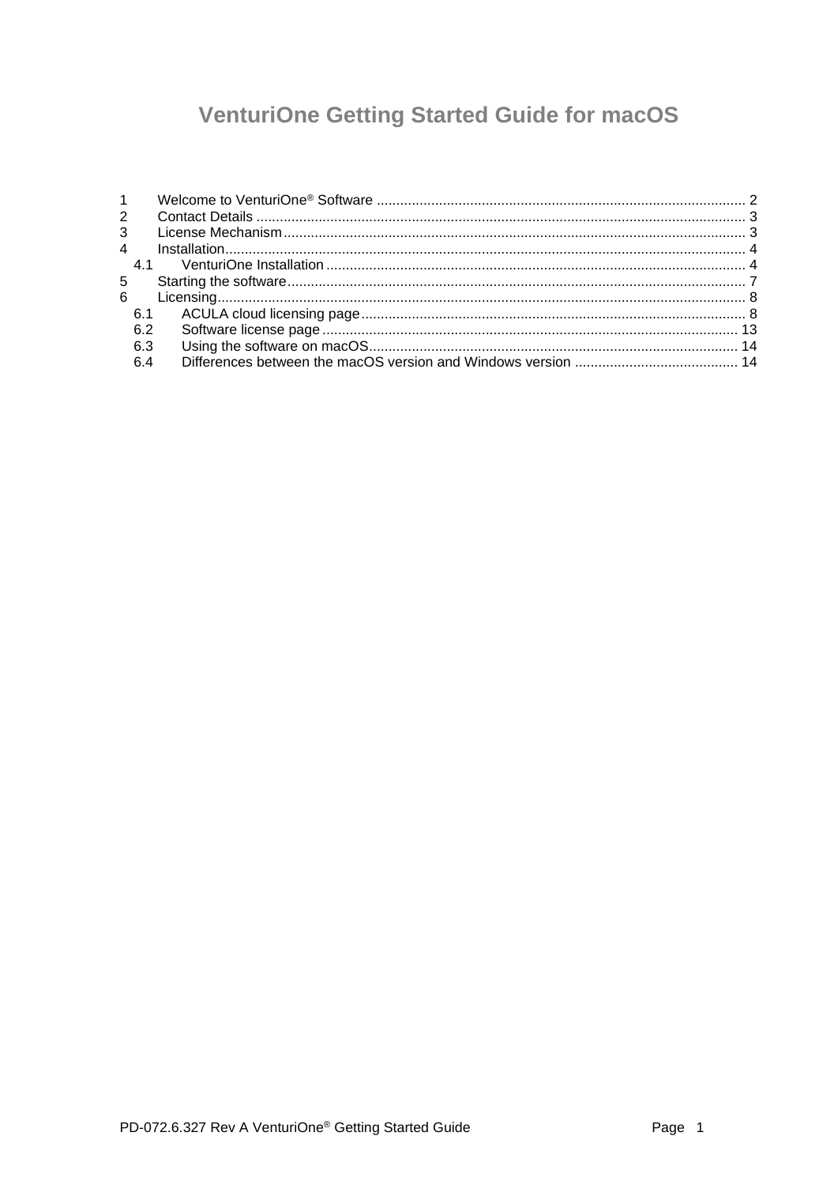# VenturiOne Getting Started Guide for macOS

1 Welcome to VenturiOne® Software ..... 2
2 Contact Details ..... 3
3 License Mechanism ..... 3
4 Installation ..... 4
  4.1 VenturiOne Installation ..... 4
5 Starting the software ..... 7
6 Licensing ..... 8
  6.1 ACULA cloud licensing page ..... 8
  6.2 Software license page ..... 13
  6.3 Using the software on macOS ..... 14
  6.4 Differences between the macOS version and Windows version ..... 14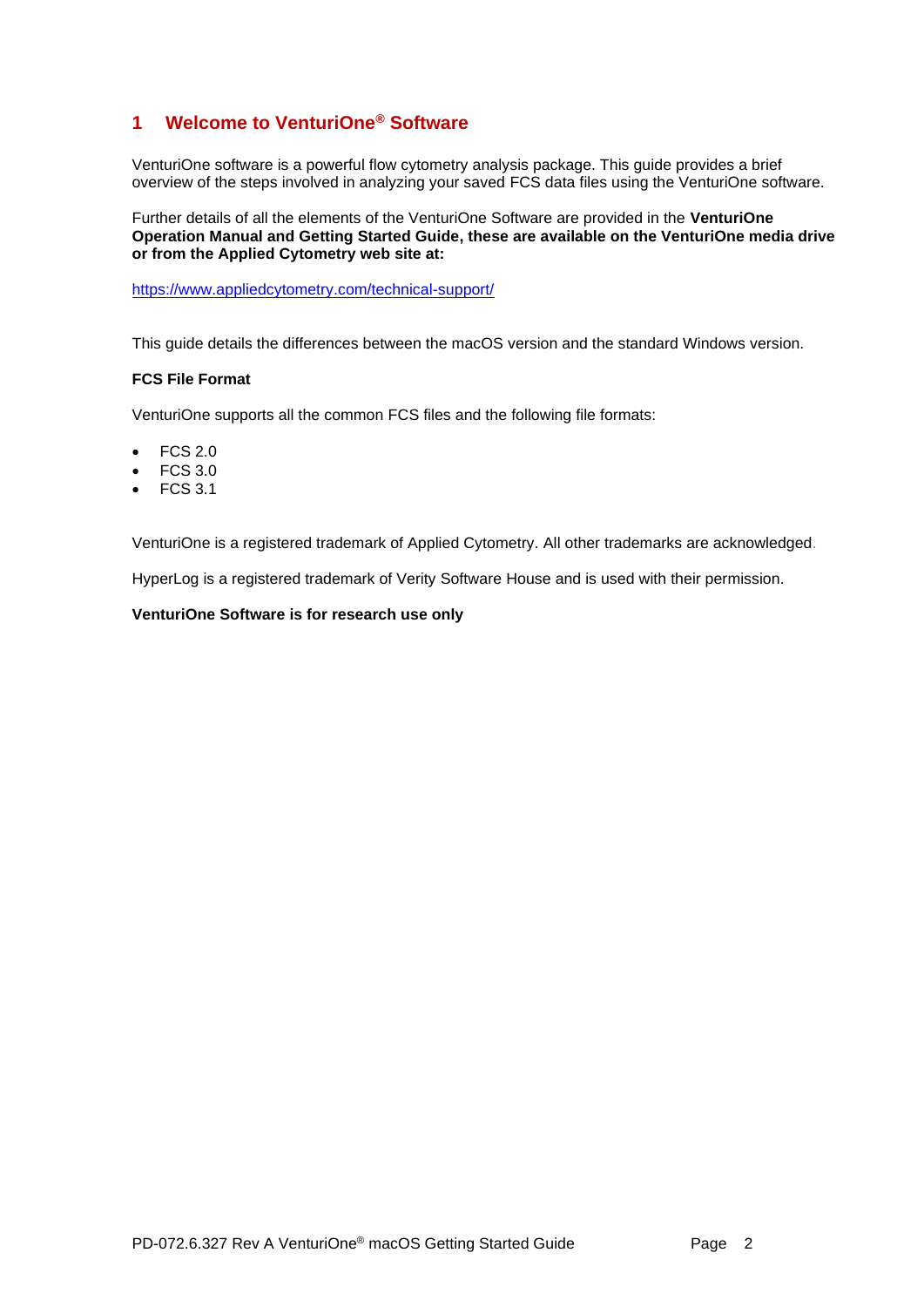# 1 Welcome to VenturiOne® Software

VenturiOne software is a powerful flow cytometry analysis package. This guide provides a brief overview of the steps involved in analyzing your saved FCS data files using the VenturiOne software.

Further details of all the elements of the VenturiOne Software are provided in the **VenturiOne Operation Manual and Getting Started Guide, these are available on the VenturiOne media drive or from the Applied Cytometry web site at:**

https://www.appliedcytometry.com/technical-support/

This guide details the differences between the macOS version and the standard Windows version.

**FCS File Format**

VenturiOne supports all the common FCS files and the following file formats:

- FCS 2.0
- FCS 3.0
- FCS 3.1

VenturiOne is a registered trademark of Applied Cytometry. All other trademarks are acknowledged.

HyperLog is a registered trademark of Verity Software House and is used with their permission.

**VenturiOne Software is for research use only**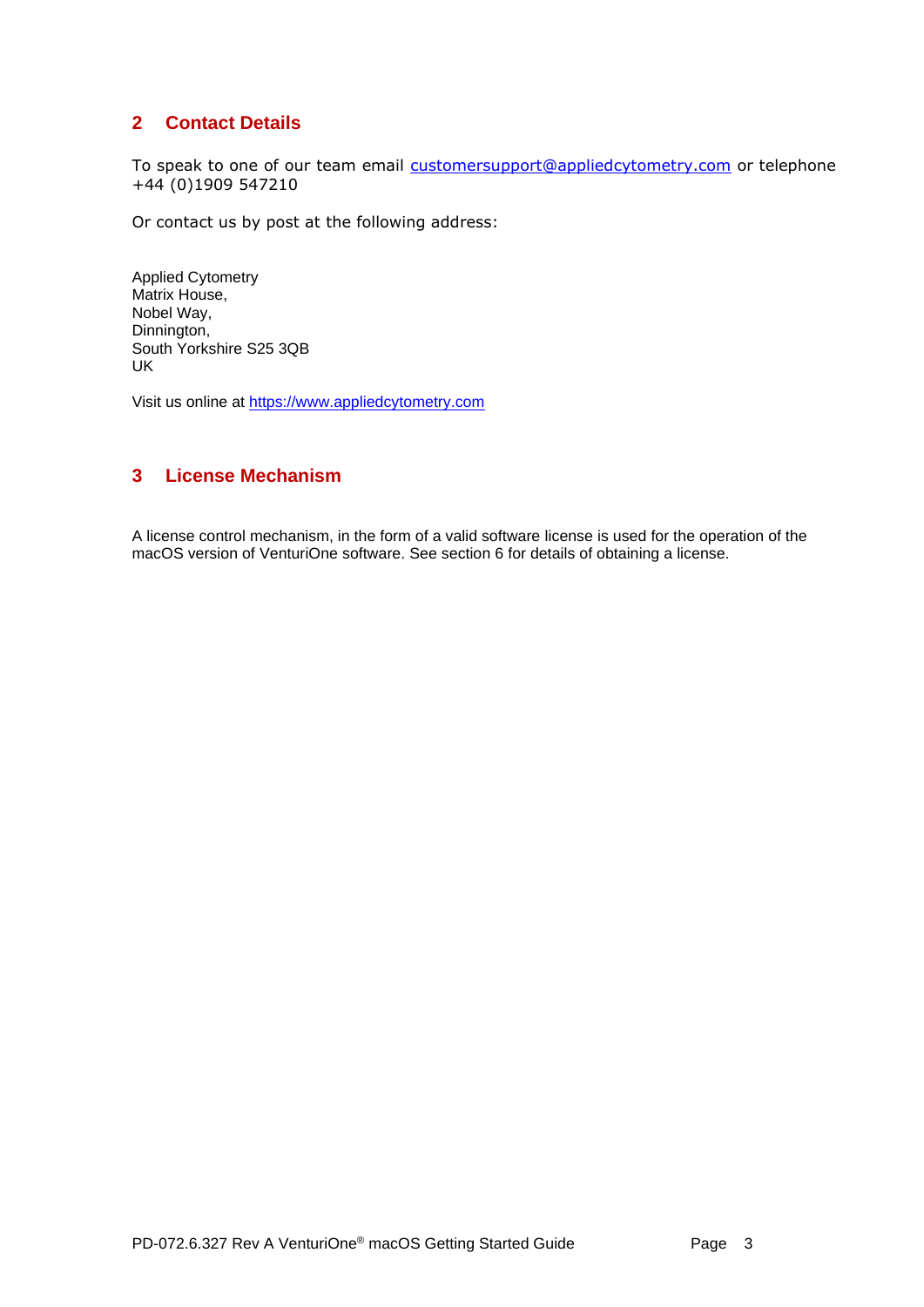## 2 Contact Details

To speak to one of our team email customersupport@appliedcytometry.com or telephone +44 (0)1909 547210

Or contact us by post at the following address:

Applied Cytometry
Matrix House,
Nobel Way,
Dinnington,
South Yorkshire S25 3QB
UK

Visit us online at https://www.appliedcytometry.com

## 3 License Mechanism

A license control mechanism, in the form of a valid software license is used for the operation of the macOS version of VenturiOne software. See section 6 for details of obtaining a license.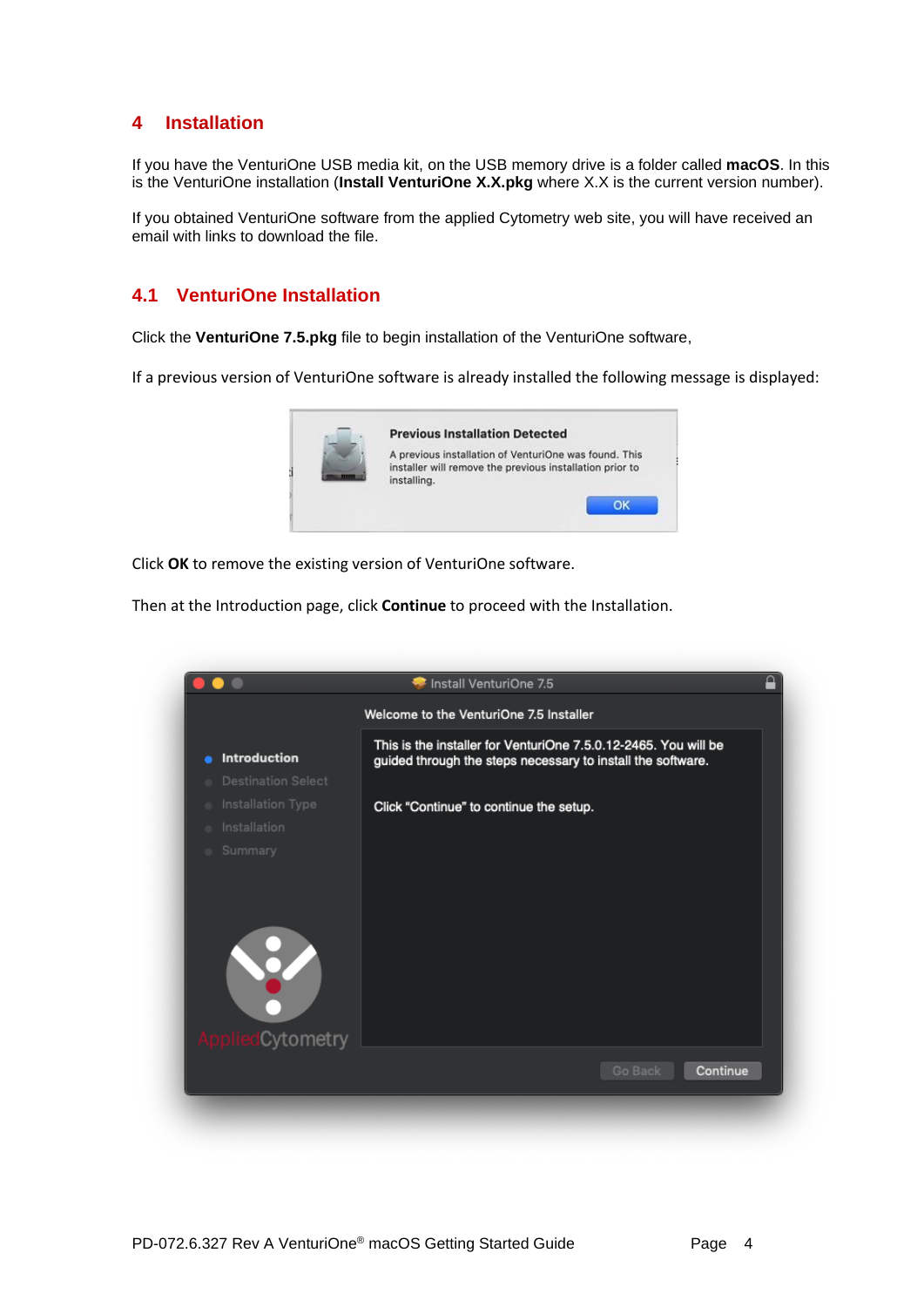# 4 Installation

If you have the VenturiOne USB media kit, on the USB memory drive is a folder called **macOS**. In this is the VenturiOne installation (**Install VenturiOne X.X.pkg** where X.X is the current version number).

If you obtained VenturiOne software from the applied Cytometry web site, you will have received an email with links to download the file.

## 4.1 VenturiOne Installation

Click the **VenturiOne 7.5.pkg** file to begin installation of the VenturiOne software,

If a previous version of VenturiOne software is already installed the following message is displayed:

Click **OK** to remove the existing version of VenturiOne software.

Then at the Introduction page, click **Continue** to proceed with the Installation.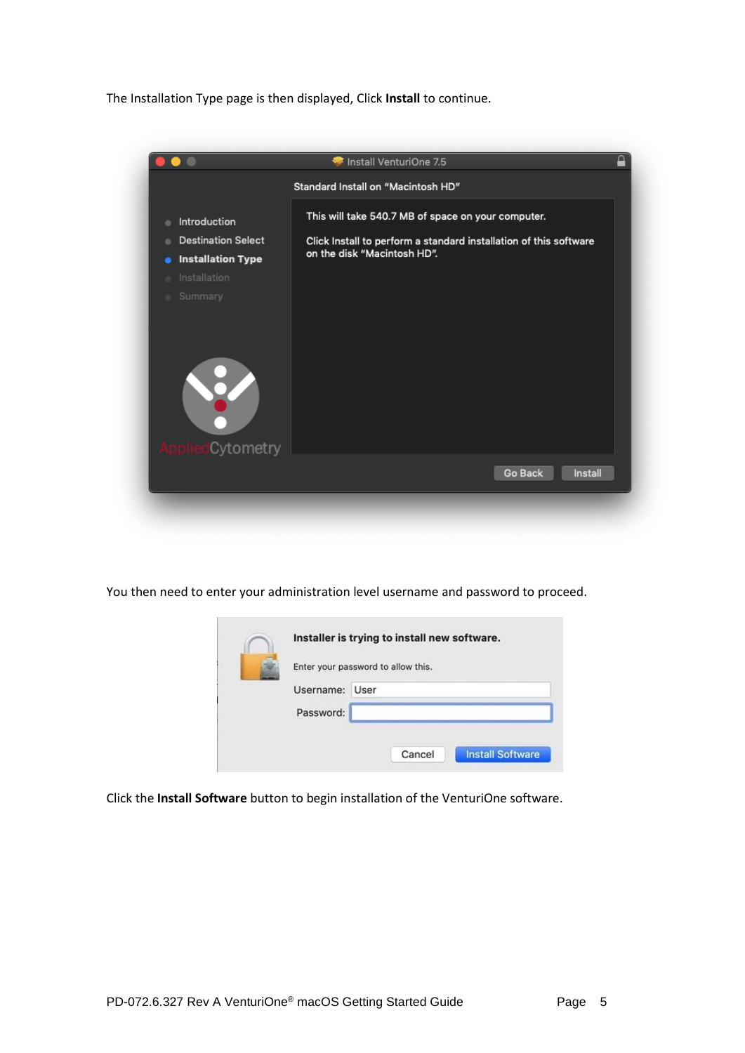The Installation Type page is then displayed, Click **Install** to continue.

You then need to enter your administration level username and password to proceed.

Click the **Install Software** button to begin installation of the VenturiOne software.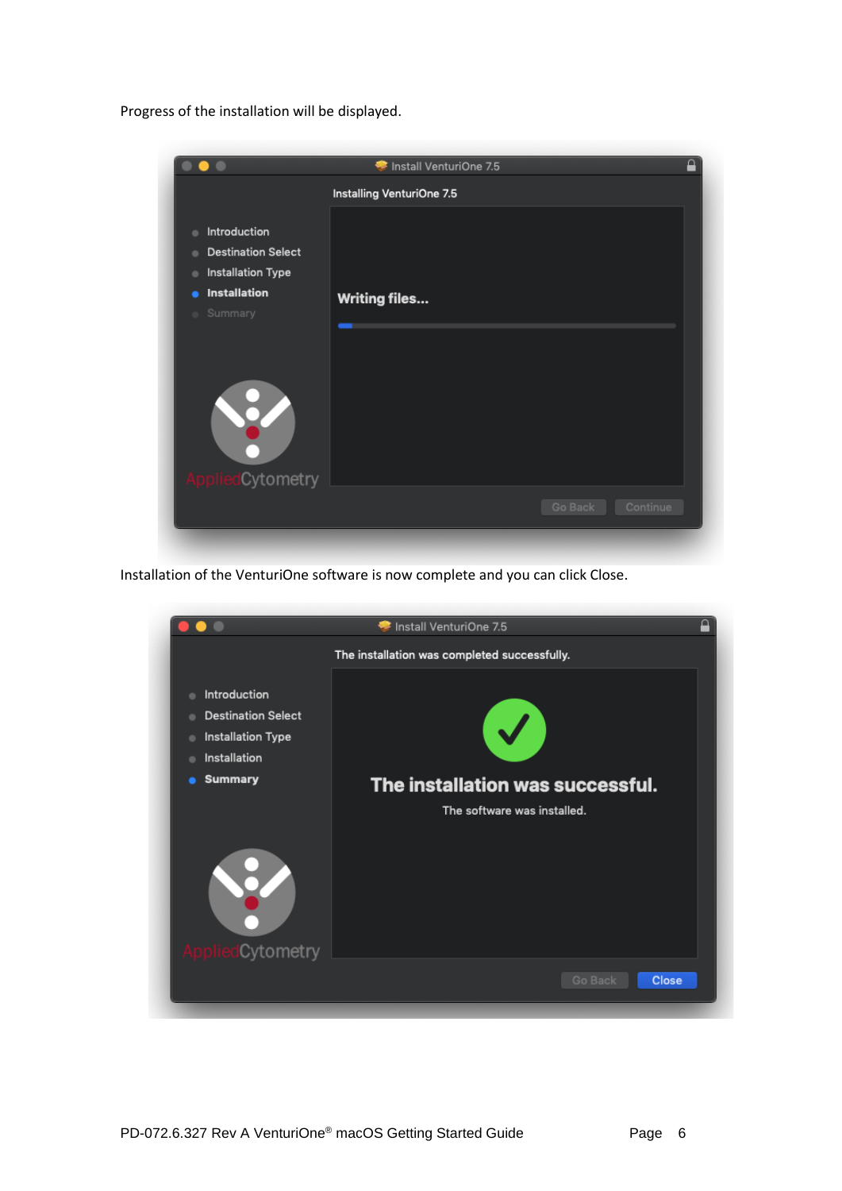Progress of the installation will be displayed.

Installation of the VenturiOne software is now complete and you can click Close.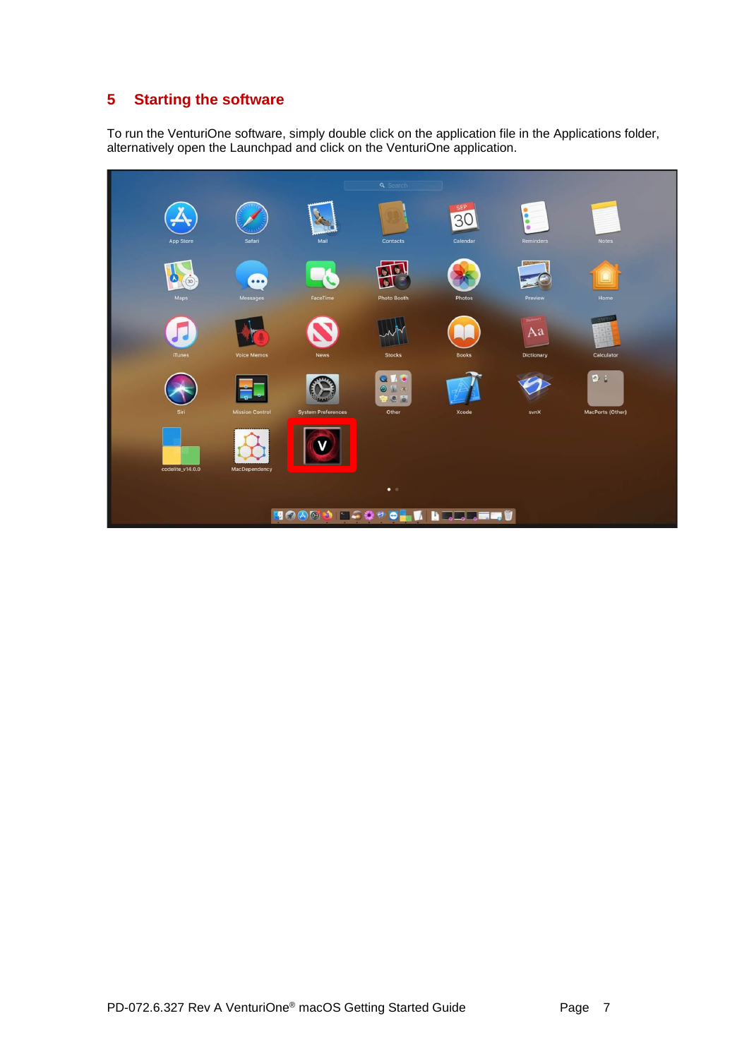## 5 Starting the software

To run the VenturiOne software, simply double click on the application file in the Applications folder, alternatively open the Launchpad and click on the VenturiOne application.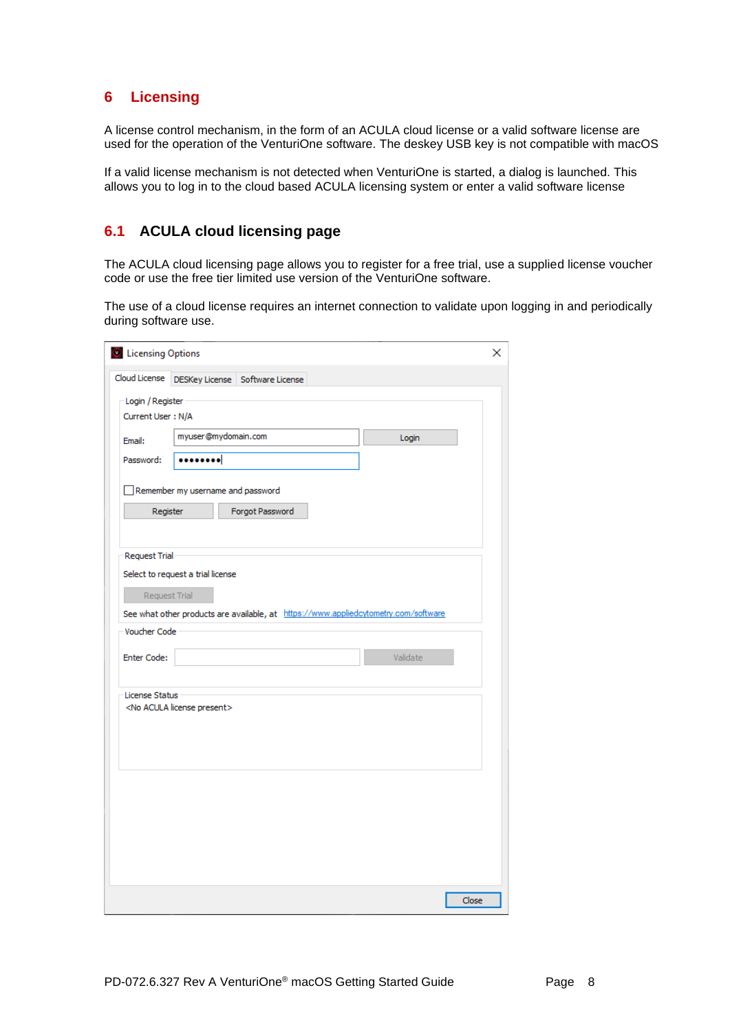# 6 Licensing

A license control mechanism, in the form of an ACULA cloud license or a valid software license are used for the operation of the VenturiOne software. The deskey USB key is not compatible with macOS

If a valid license mechanism is not detected when VenturiOne is started, a dialog is launched. This allows you to log in to the cloud based ACULA licensing system or enter a valid software license

## 6.1 ACULA cloud licensing page

The ACULA cloud licensing page allows you to register for a free trial, use a supplied license voucher code or use the free tier limited use version of the VenturiOne software.

The use of a cloud license requires an internet connection to validate upon logging in and periodically during software use.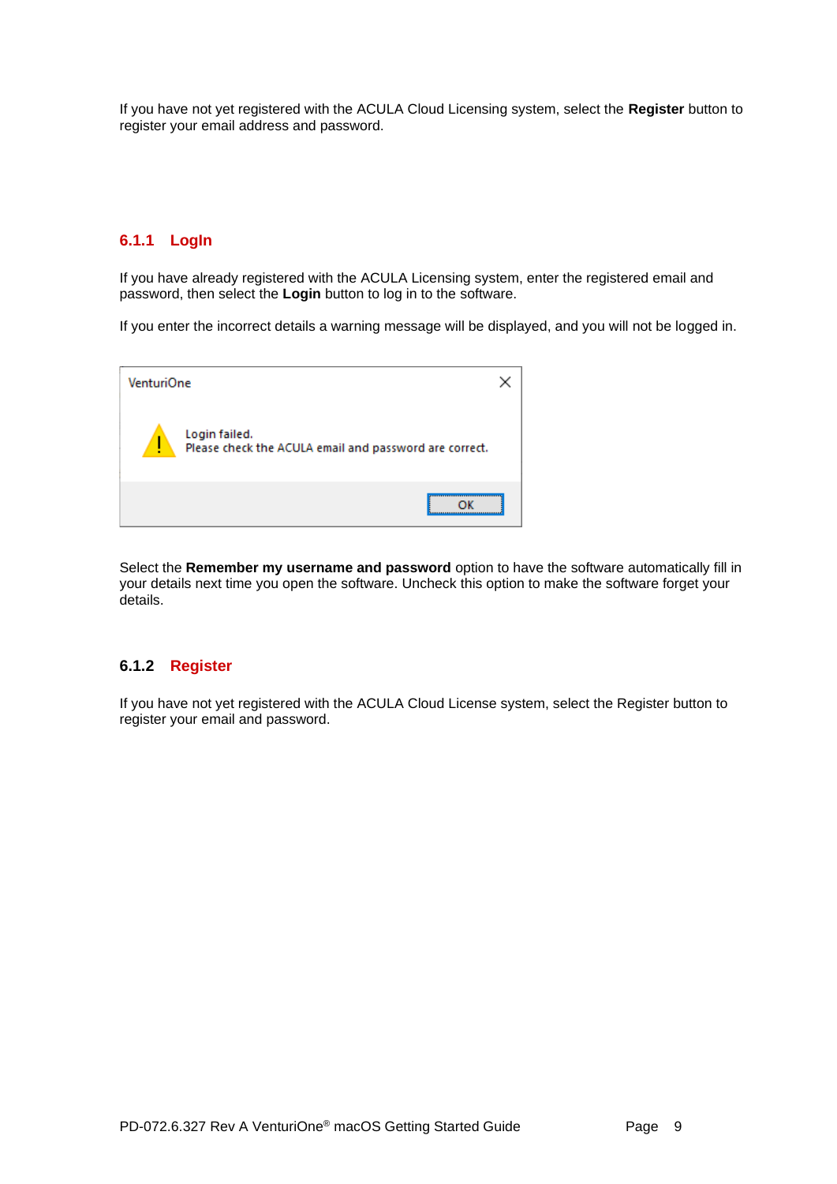If you have not yet registered with the ACULA Cloud Licensing system, select the **Register** button to register your email address and password.

### 6.1.1 LogIn

If you have already registered with the ACULA Licensing system, enter the registered email and password, then select the **Login** button to log in to the software.

If you enter the incorrect details a warning message will be displayed, and you will not be logged in.

VenturiOne

Login failed.
Please check the ACULA email and password are correct.

OK

Select the **Remember my username and password** option to have the software automatically fill in your details next time you open the software. Uncheck this option to make the software forget your details.

### 6.1.2 Register

If you have not yet registered with the ACULA Cloud License system, select the Register button to register your email and password.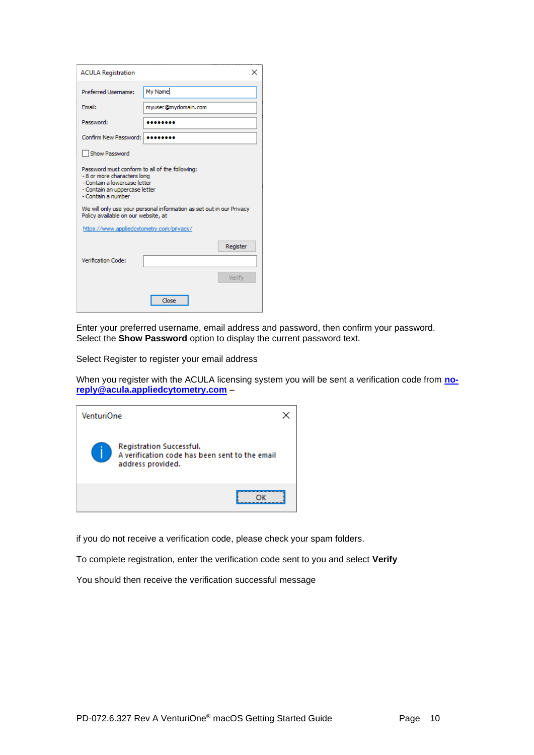Enter your preferred username, email address and password, then confirm your password. Select the **Show Password** option to display the current password text.

Select Register to register your email address

When you register with the ACULA licensing system you will be sent a verification code from **no-reply@acula.appliedcytometry.com** –

if you do not receive a verification code, please check your spam folders.

To complete registration, enter the verification code sent to you and select **Verify**

You should then receive the verification successful message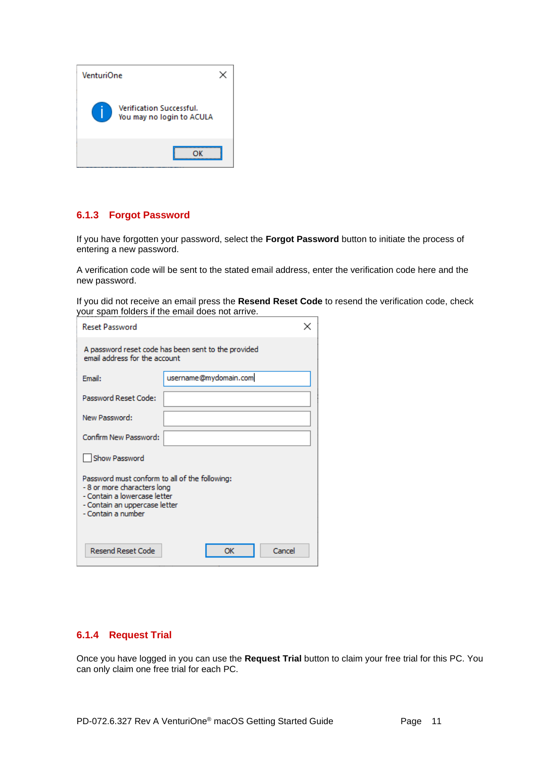VenturiOne

Verification Successful.
You may no login to ACULA

OK

### 6.1.3 Forgot Password

If you have forgotten your password, select the **Forgot Password** button to initiate the process of entering a new password.

A verification code will be sent to the stated email address, enter the verification code here and the new password.

If you did not receive an email press the **Resend Reset Code** to resend the verification code, check your spam folders if the email does not arrive.

Reset Password

A password reset code has been sent to the provided email address for the account

Email: username@mydomain.com

Password Reset Code:

New Password:

Confirm New Password:

Show Password

Password must conform to all of the following:
- 8 or more characters long
- Contain a lowercase letter
- Contain an uppercase letter
- Contain a number

Resend Reset Code | OK | Cancel

### 6.1.4 Request Trial

Once you have logged in you can use the **Request Trial** button to claim your free trial for this PC. You can only claim one free trial for each PC.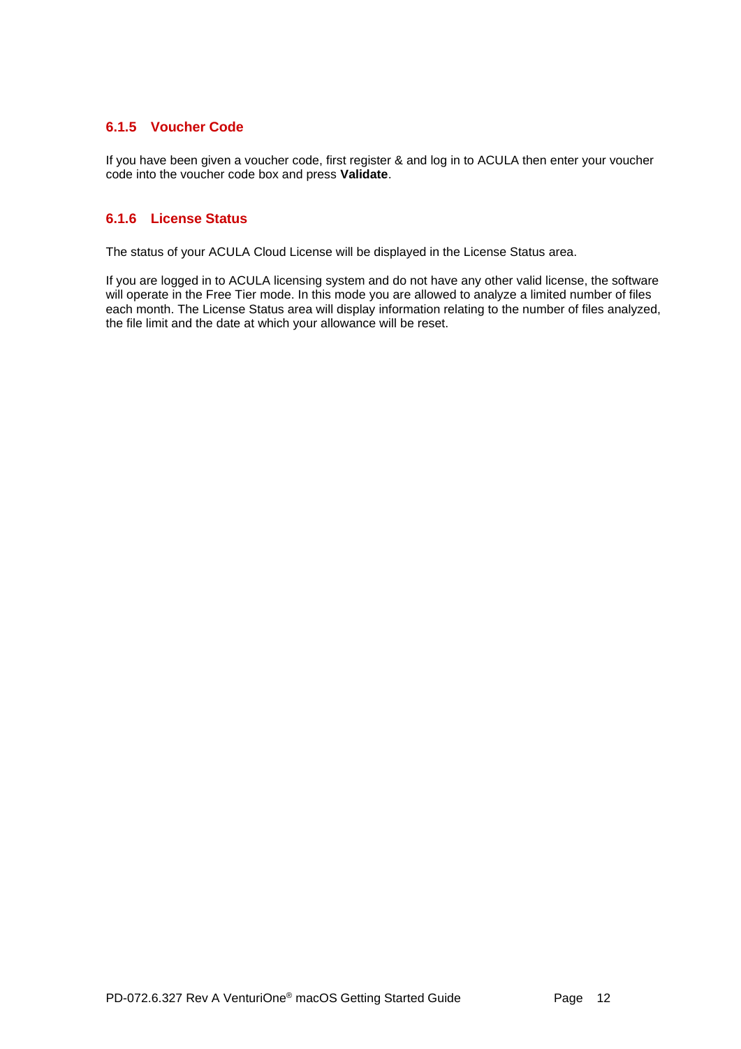### 6.1.5 Voucher Code

If you have been given a voucher code, first register & and log in to ACULA then enter your voucher code into the voucher code box and press **Validate**.

### 6.1.6 License Status

The status of your ACULA Cloud License will be displayed in the License Status area.

If you are logged in to ACULA licensing system and do not have any other valid license, the software will operate in the Free Tier mode. In this mode you are allowed to analyze a limited number of files each month. The License Status area will display information relating to the number of files analyzed, the file limit and the date at which your allowance will be reset.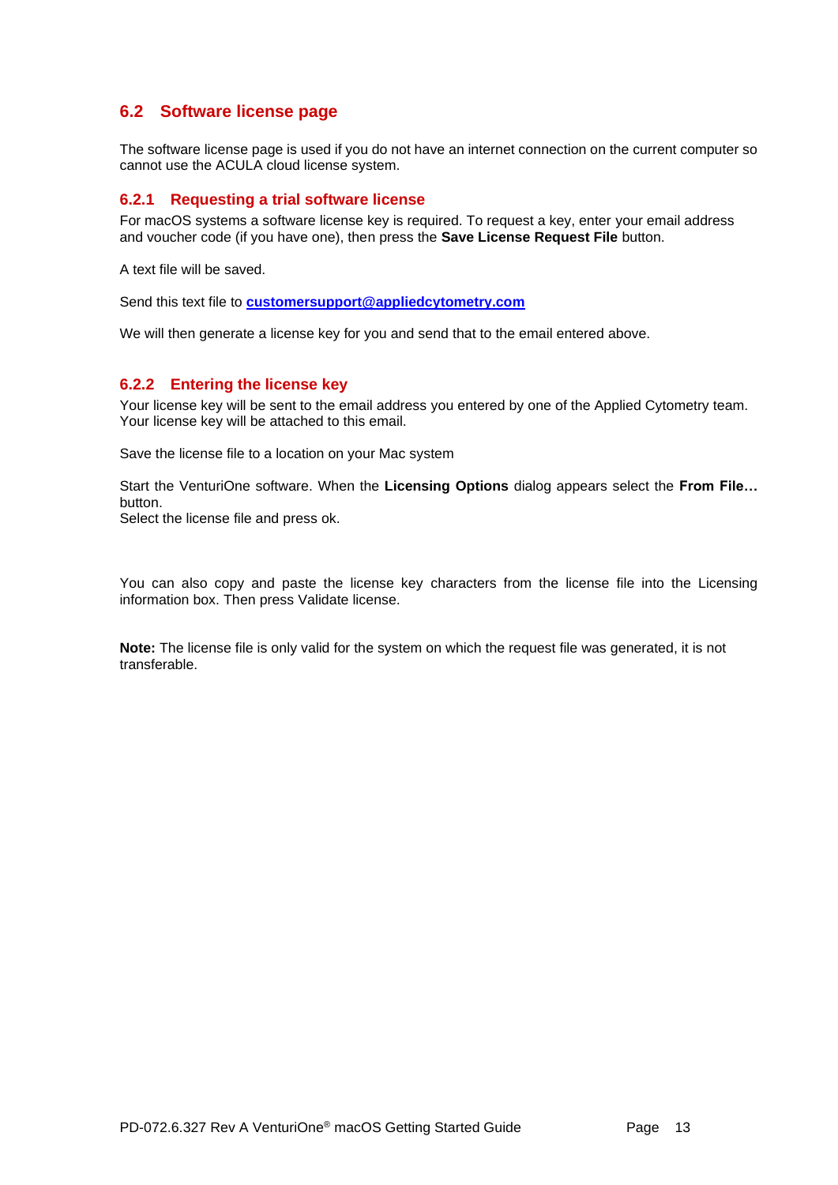## 6.2 Software license page

The software license page is used if you do not have an internet connection on the current computer so cannot use the ACULA cloud license system.

### 6.2.1 Requesting a trial software license

For macOS systems a software license key is required. To request a key, enter your email address and voucher code (if you have one), then press the **Save License Request File** button.

A text file will be saved.

Send this text file to **customersupport@appliedcytometry.com**

We will then generate a license key for you and send that to the email entered above.

### 6.2.2 Entering the license key

Your license key will be sent to the email address you entered by one of the Applied Cytometry team. Your license key will be attached to this email.

Save the license file to a location on your Mac system

Start the VenturiOne software. When the **Licensing Options** dialog appears select the **From File…** button.
Select the license file and press ok.

You can also copy and paste the license key characters from the license file into the Licensing information box. Then press Validate license.

**Note:** The license file is only valid for the system on which the request file was generated, it is not transferable.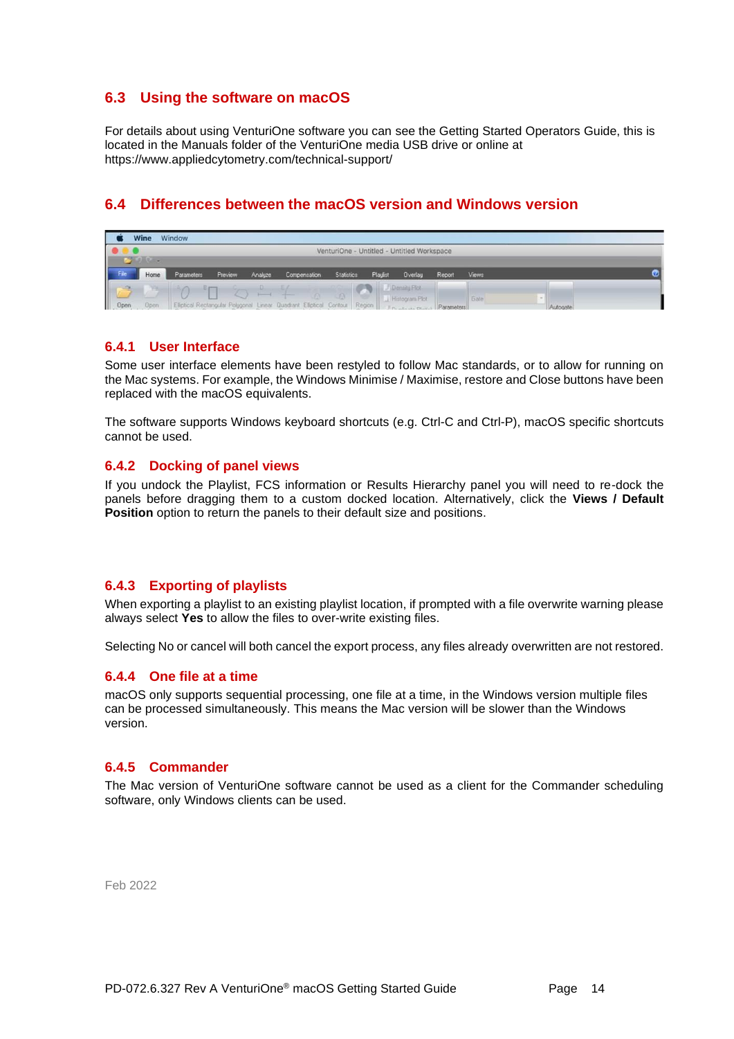## 6.3 Using the software on macOS

For details about using VenturiOne software you can see the Getting Started Operators Guide, this is located in the Manuals folder of the VenturiOne media USB drive or online at https://www.appliedcytometry.com/technical-support/

## 6.4 Differences between the macOS version and Windows version

### 6.4.1 User Interface

Some user interface elements have been restyled to follow Mac standards, or to allow for running on the Mac systems. For example, the Windows Minimise / Maximise, restore and Close buttons have been replaced with the macOS equivalents.

The software supports Windows keyboard shortcuts (e.g. Ctrl-C and Ctrl-P), macOS specific shortcuts cannot be used.

### 6.4.2 Docking of panel views

If you undock the Playlist, FCS information or Results Hierarchy panel you will need to re-dock the panels before dragging them to a custom docked location. Alternatively, click the **Views / Default Position** option to return the panels to their default size and positions.

### 6.4.3 Exporting of playlists

When exporting a playlist to an existing playlist location, if prompted with a file overwrite warning please always select **Yes** to allow the files to over-write existing files.

Selecting No or cancel will both cancel the export process, any files already overwritten are not restored.

### 6.4.4 One file at a time

macOS only supports sequential processing, one file at a time, in the Windows version multiple files can be processed simultaneously. This means the Mac version will be slower than the Windows version.

### 6.4.5 Commander

The Mac version of VenturiOne software cannot be used as a client for the Commander scheduling software, only Windows clients can be used.

Feb 2022